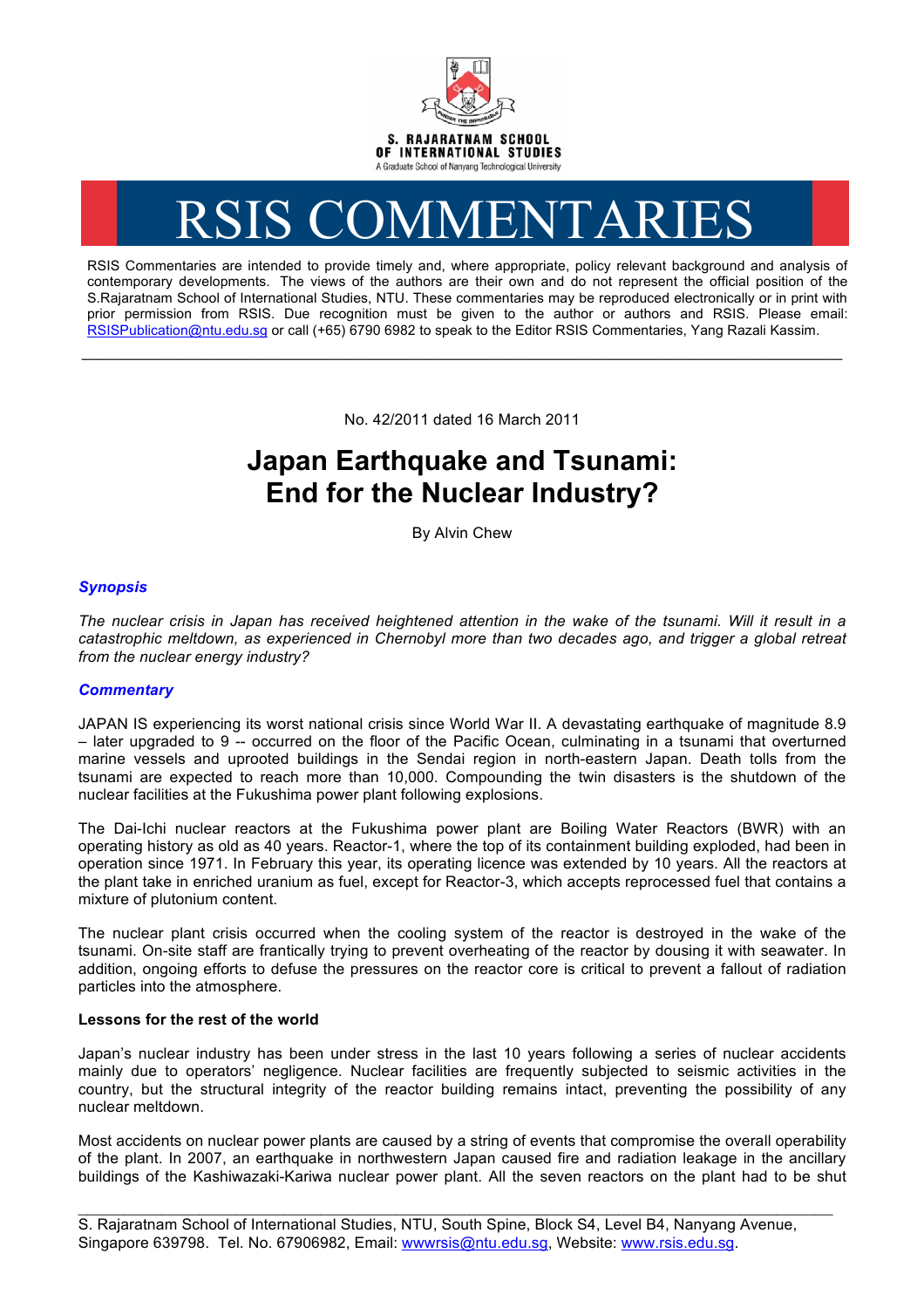S. RAJARATNAM SCHOOL OF INTERNATIONAL STUDIES

A Graduate School of Nanyang Technological University

# RSIS COMMENTARIES

RSIS Commentaries are intended to provide timely and, where appropriate, policy relevant background and analysis of contemporary developments. The views of the authors are their own and do not represent the official position of the S.Rajaratnam School of International Studies, NTU. These commentaries may be reproduced electronically or in print with prior permission from RSIS. Due recognition must be given to the author or authors and RSIS. Please email: RSISPublication@ntu.edu.sg or call (+65) 6790 6982 to speak to the Editor RSIS Commentaries, Yang Razali Kassim.

---

No. 42/2011 dated 16 March 2011

## Japan Earthquake and Tsunami: End for the Nuclear Industry?

By Alvin Chew

### *Synopsis*

*The nuclear crisis in Japan has received heightened attention in the wake of the tsunami. Will it result in a catastrophic meltdown, as experienced in Chernobyl more than two decades ago, and trigger a global retreat from the nuclear energy industry?*

### *Commentary*

JAPAN IS experiencing its worst national crisis since World War II. A devastating earthquake of magnitude 8.9 – later upgraded to 9 -- occurred on the floor of the Pacific Ocean, culminating in a tsunami that overturned marine vessels and uprooted buildings in the Sendai region in north-eastern Japan. Death tolls from the tsunami are expected to reach more than 10,000. Compounding the twin disasters is the shutdown of the nuclear facilities at the Fukushima power plant following explosions.

The Dai-Ichi nuclear reactors at the Fukushima power plant are Boiling Water Reactors (BWR) with an operating history as old as 40 years. Reactor-1, where the top of its containment building exploded, had been in operation since 1971. In February this year, its operating licence was extended by 10 years. All the reactors at the plant take in enriched uranium as fuel, except for Reactor-3, which accepts reprocessed fuel that contains a mixture of plutonium content.

The nuclear plant crisis occurred when the cooling system of the reactor is destroyed in the wake of the tsunami. On-site staff are frantically trying to prevent overheating of the reactor by dousing it with seawater. In addition, ongoing efforts to defuse the pressures on the reactor core is critical to prevent a fallout of radiation particles into the atmosphere.

**Lessons for the rest of the world**

Japan's nuclear industry has been under stress in the last 10 years following a series of nuclear accidents mainly due to operators' negligence. Nuclear facilities are frequently subjected to seismic activities in the country, but the structural integrity of the reactor building remains intact, preventing the possibility of any nuclear meltdown.

Most accidents on nuclear power plants are caused by a string of events that compromise the overall operability of the plant. In 2007, an earthquake in northwestern Japan caused fire and radiation leakage in the ancillary buildings of the Kashiwazaki-Kariwa nuclear power plant. All the seven reactors on the plant had to be shut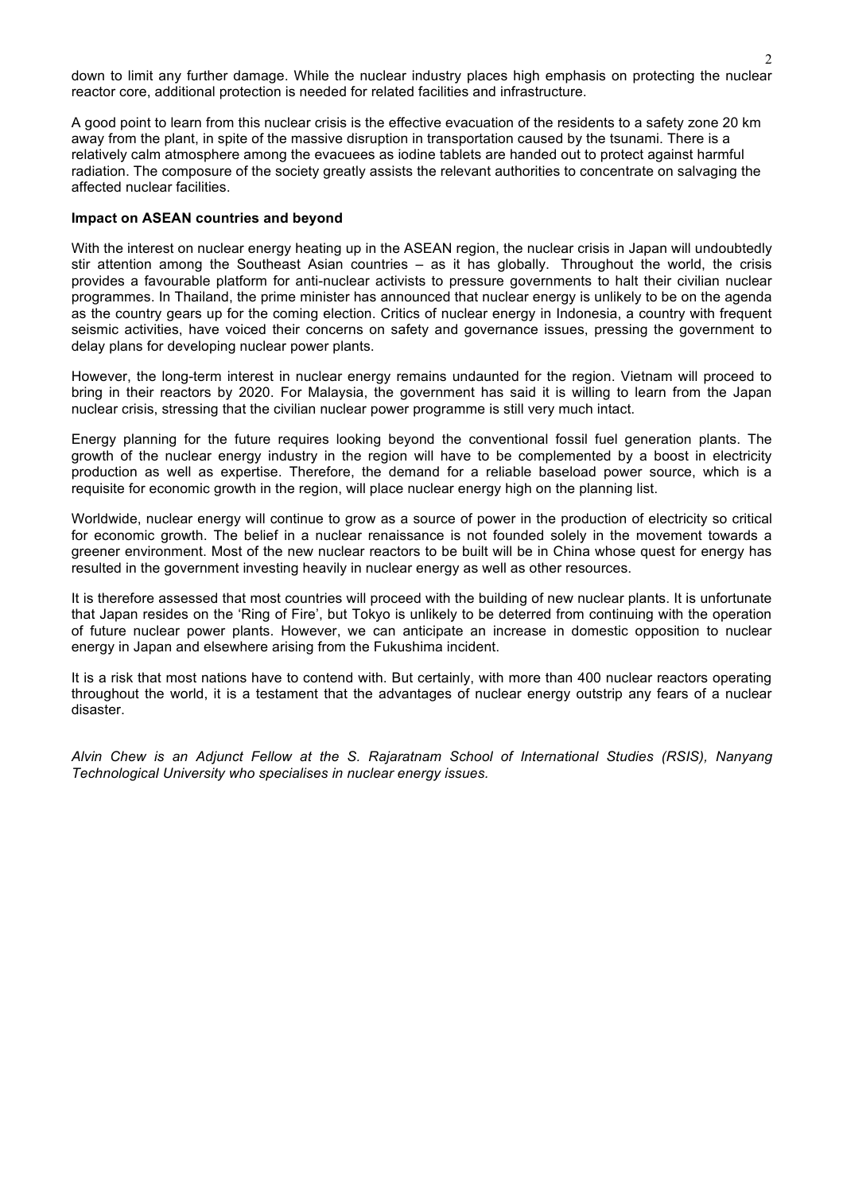down to limit any further damage. While the nuclear industry places high emphasis on protecting the nuclear reactor core, additional protection is needed for related facilities and infrastructure.

A good point to learn from this nuclear crisis is the effective evacuation of the residents to a safety zone 20 km away from the plant, in spite of the massive disruption in transportation caused by the tsunami. There is a relatively calm atmosphere among the evacuees as iodine tablets are handed out to protect against harmful radiation. The composure of the society greatly assists the relevant authorities to concentrate on salvaging the affected nuclear facilities.

**Impact on ASEAN countries and beyond**

With the interest on nuclear energy heating up in the ASEAN region, the nuclear crisis in Japan will undoubtedly stir attention among the Southeast Asian countries – as it has globally. Throughout the world, the crisis provides a favourable platform for anti-nuclear activists to pressure governments to halt their civilian nuclear programmes. In Thailand, the prime minister has announced that nuclear energy is unlikely to be on the agenda as the country gears up for the coming election. Critics of nuclear energy in Indonesia, a country with frequent seismic activities, have voiced their concerns on safety and governance issues, pressing the government to delay plans for developing nuclear power plants.

However, the long-term interest in nuclear energy remains undaunted for the region. Vietnam will proceed to bring in their reactors by 2020. For Malaysia, the government has said it is willing to learn from the Japan nuclear crisis, stressing that the civilian nuclear power programme is still very much intact.

Energy planning for the future requires looking beyond the conventional fossil fuel generation plants. The growth of the nuclear energy industry in the region will have to be complemented by a boost in electricity production as well as expertise. Therefore, the demand for a reliable baseload power source, which is a requisite for economic growth in the region, will place nuclear energy high on the planning list.

Worldwide, nuclear energy will continue to grow as a source of power in the production of electricity so critical for economic growth. The belief in a nuclear renaissance is not founded solely in the movement towards a greener environment. Most of the new nuclear reactors to be built will be in China whose quest for energy has resulted in the government investing heavily in nuclear energy as well as other resources.

It is therefore assessed that most countries will proceed with the building of new nuclear plants. It is unfortunate that Japan resides on the 'Ring of Fire', but Tokyo is unlikely to be deterred from continuing with the operation of future nuclear power plants. However, we can anticipate an increase in domestic opposition to nuclear energy in Japan and elsewhere arising from the Fukushima incident.

It is a risk that most nations have to contend with. But certainly, with more than 400 nuclear reactors operating throughout the world, it is a testament that the advantages of nuclear energy outstrip any fears of a nuclear disaster.

*Alvin Chew is an Adjunct Fellow at the S. Rajaratnam School of International Studies (RSIS), Nanyang Technological University who specialises in nuclear energy issues.*